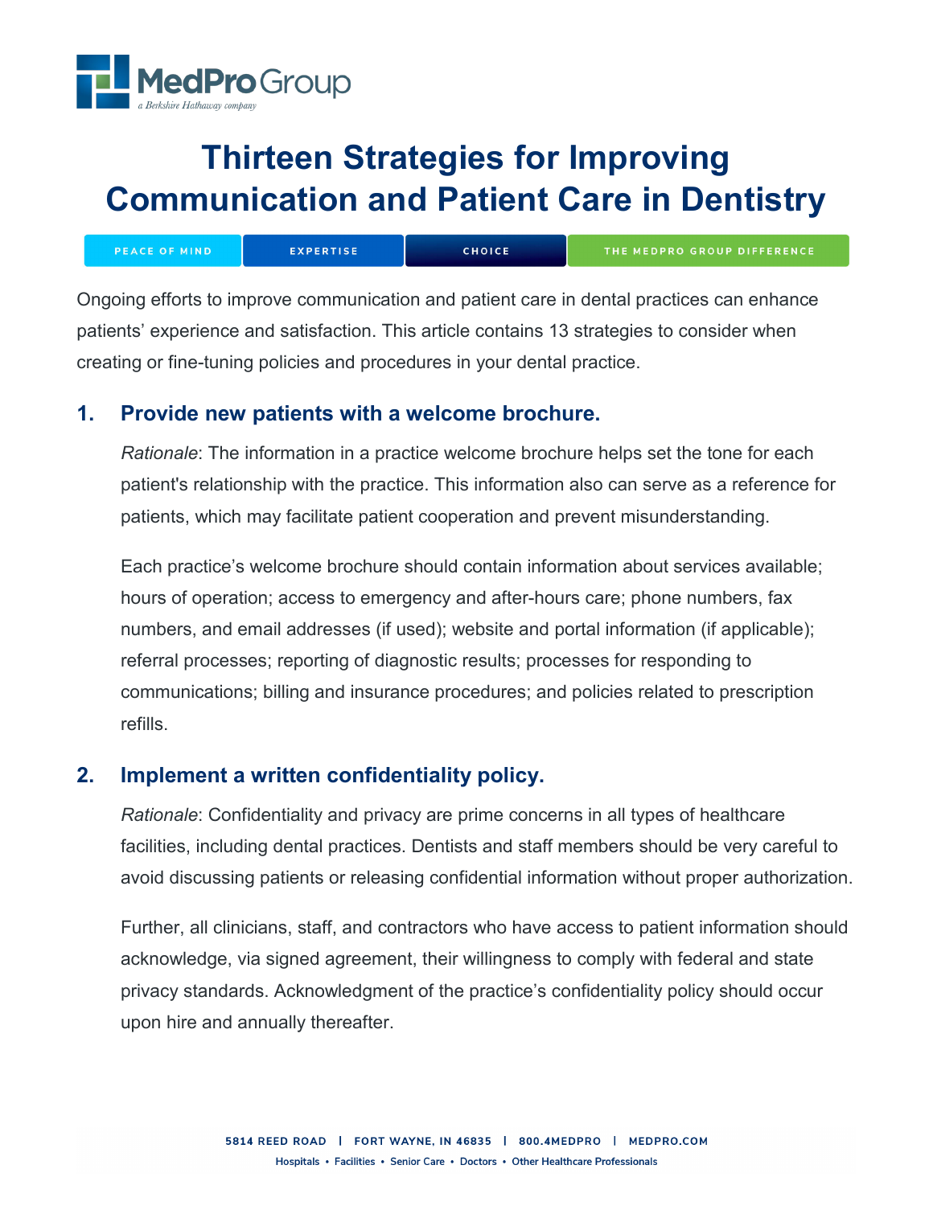# Thirteen Strategies for Improving Communication and Patient Care in Dentistry

PEACE OF MIND | EXPERTISE | CHOICE | THE MEDPRO GROUP DIFFERENCE

Ongoing efforts to improve communication and patient care in dental practices can enhance patients' experience and satisfaction. This article contains 13 strategies to consider when creating or fine-tuning policies and procedures in your dental practice.

## 1. Provide new patients with a welcome brochure.

*Rationale*: The information in a practice welcome brochure helps set the tone for each patient's relationship with the practice. This information also can serve as a reference for patients, which may facilitate patient cooperation and prevent misunderstanding.

Each practice's welcome brochure should contain information about services available; hours of operation; access to emergency and after-hours care; phone numbers, fax numbers, and email addresses (if used); website and portal information (if applicable); referral processes; reporting of diagnostic results; processes for responding to communications; billing and insurance procedures; and policies related to prescription refills.

## 2. Implement a written confidentiality policy.

*Rationale*: Confidentiality and privacy are prime concerns in all types of healthcare facilities, including dental practices. Dentists and staff members should be very careful to avoid discussing patients or releasing confidential information without proper authorization.

Further, all clinicians, staff, and contractors who have access to patient information should acknowledge, via signed agreement, their willingness to comply with federal and state privacy standards. Acknowledgment of the practice's confidentiality policy should occur upon hire and annually thereafter.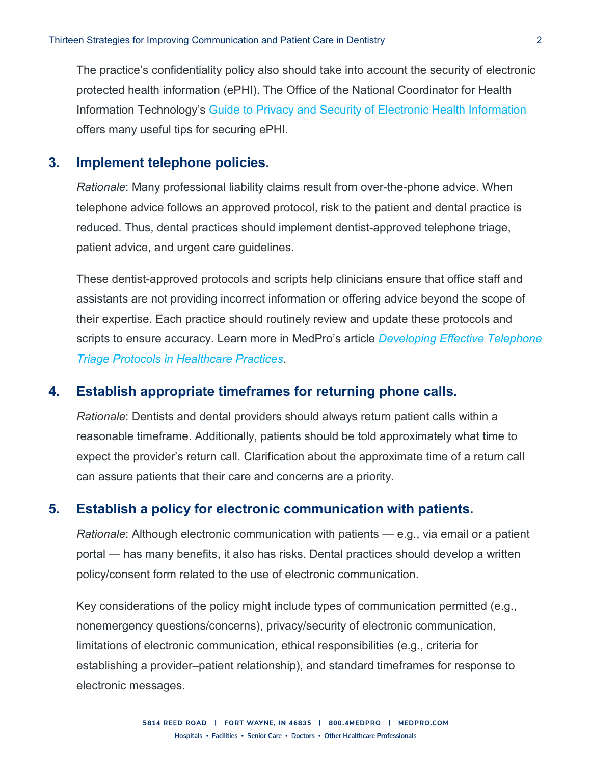The practice's confidentiality policy also should take into account the security of electronic protected health information (ePHI). The Office of the National Coordinator for Health Information Technology's Guide to Privacy and Security of Electronic Health Information offers many useful tips for securing ePHI.

## 3. Implement telephone policies.

*Rationale*: Many professional liability claims result from over-the-phone advice. When telephone advice follows an approved protocol, risk to the patient and dental practice is reduced. Thus, dental practices should implement dentist-approved telephone triage, patient advice, and urgent care guidelines.

These dentist-approved protocols and scripts help clinicians ensure that office staff and assistants are not providing incorrect information or offering advice beyond the scope of their expertise. Each practice should routinely review and update these protocols and scripts to ensure accuracy. Learn more in MedPro's article *Developing Effective Telephone Triage Protocols in Healthcare Practices*.

## 4. Establish appropriate timeframes for returning phone calls.

*Rationale*: Dentists and dental providers should always return patient calls within a reasonable timeframe. Additionally, patients should be told approximately what time to expect the provider's return call. Clarification about the approximate time of a return call can assure patients that their care and concerns are a priority.

## 5. Establish a policy for electronic communication with patients.

*Rationale*: Although electronic communication with patients — e.g., via email or a patient portal — has many benefits, it also has risks. Dental practices should develop a written policy/consent form related to the use of electronic communication.

Key considerations of the policy might include types of communication permitted (e.g., nonemergency questions/concerns), privacy/security of electronic communication, limitations of electronic communication, ethical responsibilities (e.g., criteria for establishing a provider–patient relationship), and standard timeframes for response to electronic messages.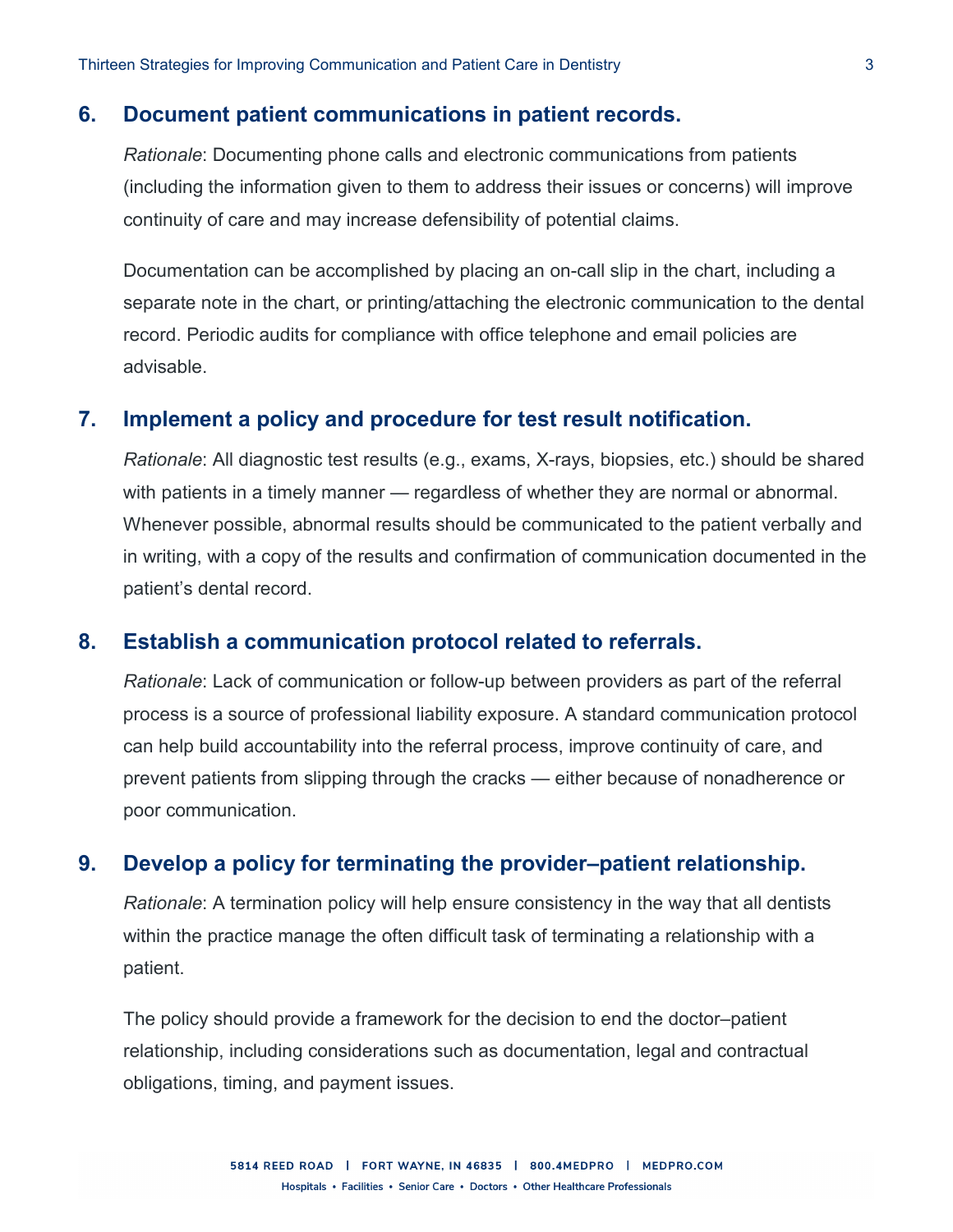## 6. Document patient communications in patient records.

*Rationale*: Documenting phone calls and electronic communications from patients (including the information given to them to address their issues or concerns) will improve continuity of care and may increase defensibility of potential claims.

Documentation can be accomplished by placing an on-call slip in the chart, including a separate note in the chart, or printing/attaching the electronic communication to the dental record. Periodic audits for compliance with office telephone and email policies are advisable.

## 7. Implement a policy and procedure for test result notification.

*Rationale*: All diagnostic test results (e.g., exams, X-rays, biopsies, etc.) should be shared with patients in a timely manner — regardless of whether they are normal or abnormal. Whenever possible, abnormal results should be communicated to the patient verbally and in writing, with a copy of the results and confirmation of communication documented in the patient's dental record.

## 8. Establish a communication protocol related to referrals.

*Rationale*: Lack of communication or follow-up between providers as part of the referral process is a source of professional liability exposure. A standard communication protocol can help build accountability into the referral process, improve continuity of care, and prevent patients from slipping through the cracks — either because of nonadherence or poor communication.

## 9. Develop a policy for terminating the provider–patient relationship.

*Rationale*: A termination policy will help ensure consistency in the way that all dentists within the practice manage the often difficult task of terminating a relationship with a patient.

The policy should provide a framework for the decision to end the doctor–patient relationship, including considerations such as documentation, legal and contractual obligations, timing, and payment issues.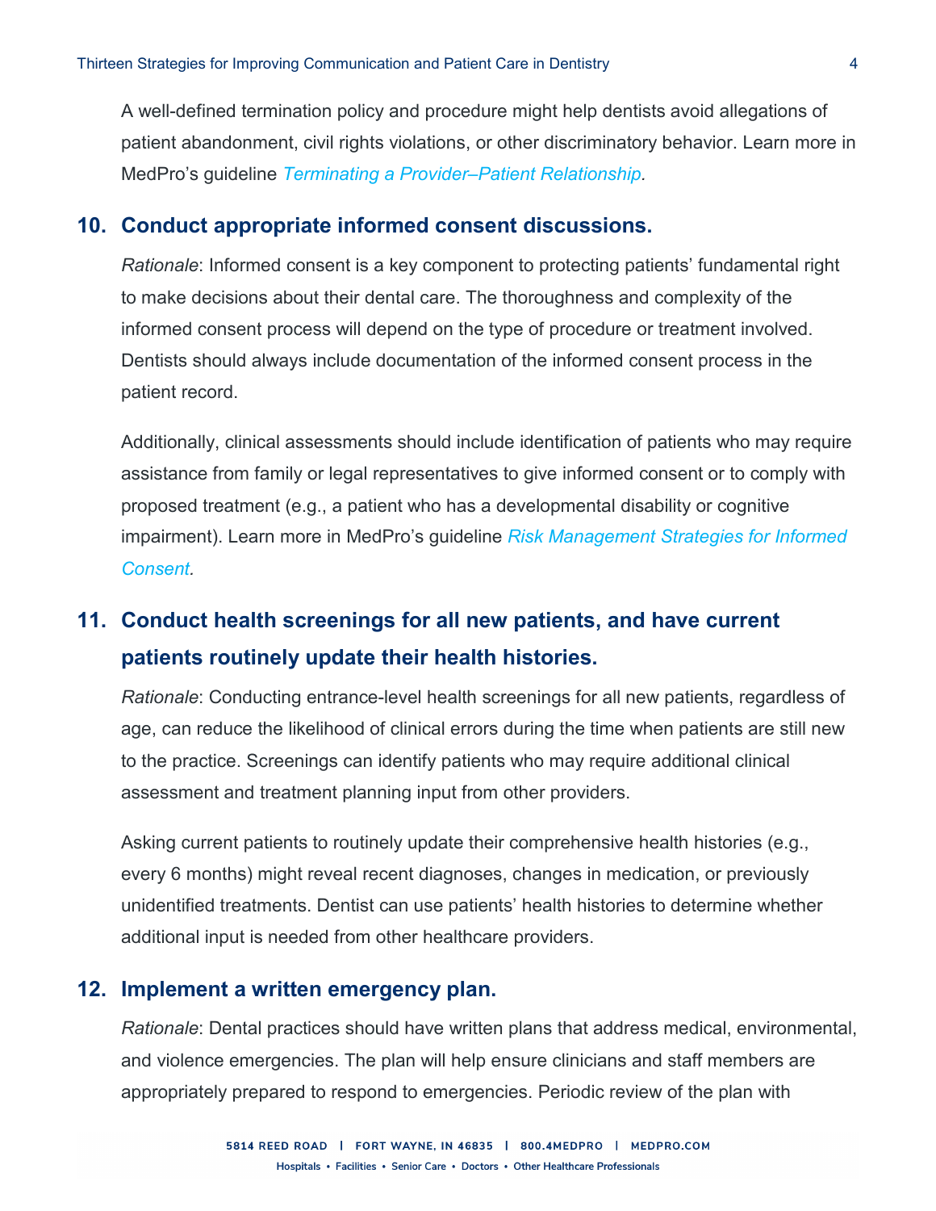A well-defined termination policy and procedure might help dentists avoid allegations of patient abandonment, civil rights violations, or other discriminatory behavior. Learn more in MedPro's guideline *Terminating a Provider–Patient Relationship*.

## 10. Conduct appropriate informed consent discussions.

*Rationale*: Informed consent is a key component to protecting patients' fundamental right to make decisions about their dental care. The thoroughness and complexity of the informed consent process will depend on the type of procedure or treatment involved. Dentists should always include documentation of the informed consent process in the patient record.

Additionally, clinical assessments should include identification of patients who may require assistance from family or legal representatives to give informed consent or to comply with proposed treatment (e.g., a patient who has a developmental disability or cognitive impairment). Learn more in MedPro's guideline *Risk Management Strategies for Informed Consent*.

## 11. Conduct health screenings for all new patients, and have current patients routinely update their health histories.

*Rationale*: Conducting entrance-level health screenings for all new patients, regardless of age, can reduce the likelihood of clinical errors during the time when patients are still new to the practice. Screenings can identify patients who may require additional clinical assessment and treatment planning input from other providers.

Asking current patients to routinely update their comprehensive health histories (e.g., every 6 months) might reveal recent diagnoses, changes in medication, or previously unidentified treatments. Dentist can use patients' health histories to determine whether additional input is needed from other healthcare providers.

## 12. Implement a written emergency plan.

*Rationale*: Dental practices should have written plans that address medical, environmental, and violence emergencies. The plan will help ensure clinicians and staff members are appropriately prepared to respond to emergencies. Periodic review of the plan with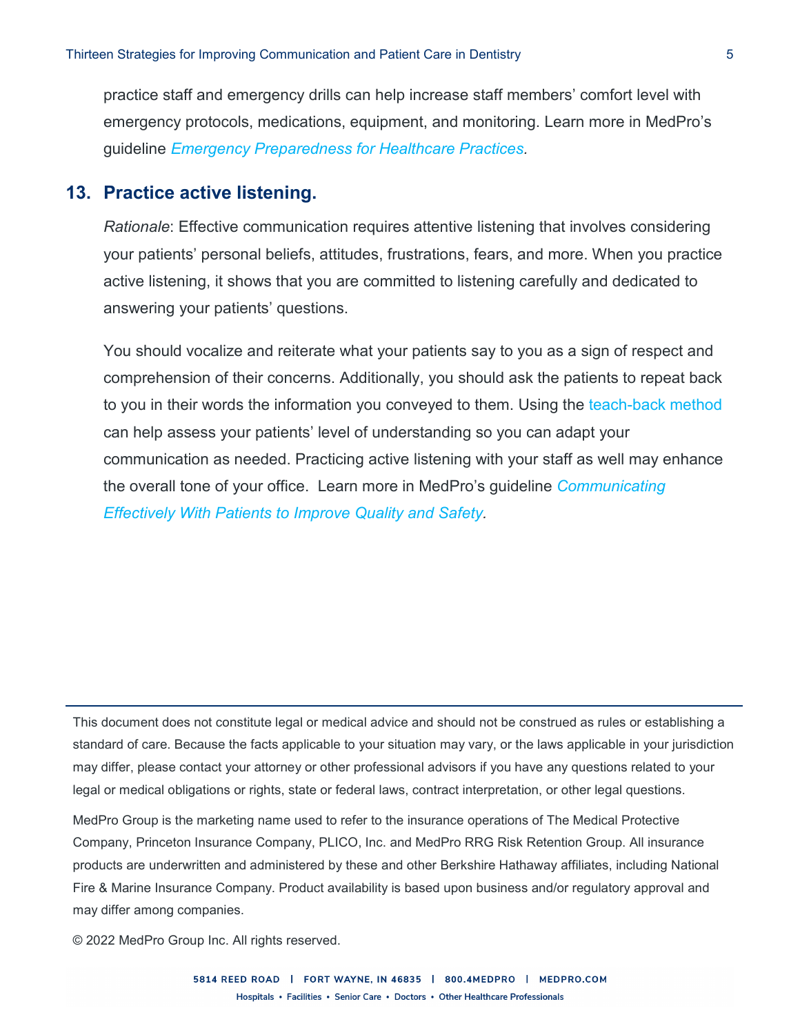practice staff and emergency drills can help increase staff members' comfort level with emergency protocols, medications, equipment, and monitoring. Learn more in MedPro's guideline *Emergency Preparedness for Healthcare Practices*.

## 13. Practice active listening.

*Rationale*: Effective communication requires attentive listening that involves considering your patients' personal beliefs, attitudes, frustrations, fears, and more. When you practice active listening, it shows that you are committed to listening carefully and dedicated to answering your patients' questions.

You should vocalize and reiterate what your patients say to you as a sign of respect and comprehension of their concerns. Additionally, you should ask the patients to repeat back to you in their words the information you conveyed to them. Using the teach-back method can help assess your patients' level of understanding so you can adapt your communication as needed. Practicing active listening with your staff as well may enhance the overall tone of your office. Learn more in MedPro's guideline *Communicating Effectively With Patients to Improve Quality and Safety*.

---

This document does not constitute legal or medical advice and should not be construed as rules or establishing a standard of care. Because the facts applicable to your situation may vary, or the laws applicable in your jurisdiction may differ, please contact your attorney or other professional advisors if you have any questions related to your legal or medical obligations or rights, state or federal laws, contract interpretation, or other legal questions.

MedPro Group is the marketing name used to refer to the insurance operations of The Medical Protective Company, Princeton Insurance Company, PLICO, Inc. and MedPro RRG Risk Retention Group. All insurance products are underwritten and administered by these and other Berkshire Hathaway affiliates, including National Fire & Marine Insurance Company. Product availability is based upon business and/or regulatory approval and may differ among companies.

© 2022 MedPro Group Inc. All rights reserved.

5814 REED ROAD | FORT WAYNE, IN 46835 | 800.4MEDPRO | MEDPRO.COM

Hospitals • Facilities • Senior Care • Doctors • Other Healthcare Professionals